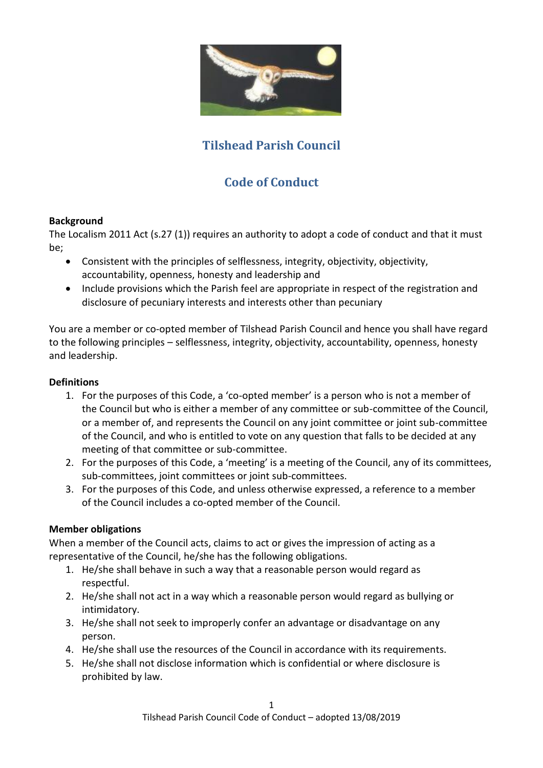# Tilshead Parish Council

## Code of Conduct

**Background**

The Localism 2011 Act (s.27 (1)) requires an authority to adopt a code of conduct and that it must be;

- Consistent with the principles of selflessness, integrity, objectivity, objectivity, accountability, openness, honesty and leadership and
- Include provisions which the Parish feel are appropriate in respect of the registration and disclosure of pecuniary interests and interests other than pecuniary

You are a member or co-opted member of Tilshead Parish Council and hence you shall have regard to the following principles – selflessness, integrity, objectivity, accountability, openness, honesty and leadership.

**Definitions**

1. For the purposes of this Code, a 'co-opted member' is a person who is not a member of the Council but who is either a member of any committee or sub-committee of the Council, or a member of, and represents the Council on any joint committee or joint sub-committee of the Council, and who is entitled to vote on any question that falls to be decided at any meeting of that committee or sub-committee.
2. For the purposes of this Code, a 'meeting' is a meeting of the Council, any of its committees, sub-committees, joint committees or joint sub-committees.
3. For the purposes of this Code, and unless otherwise expressed, a reference to a member of the Council includes a co-opted member of the Council.

**Member obligations**

When a member of the Council acts, claims to act or gives the impression of acting as a representative of the Council, he/she has the following obligations.

1. He/she shall behave in such a way that a reasonable person would regard as respectful.
2. He/she shall not act in a way which a reasonable person would regard as bullying or intimidatory.
3. He/she shall not seek to improperly confer an advantage or disadvantage on any person.
4. He/she shall use the resources of the Council in accordance with its requirements.
5. He/she shall not disclose information which is confidential or where disclosure is prohibited by law.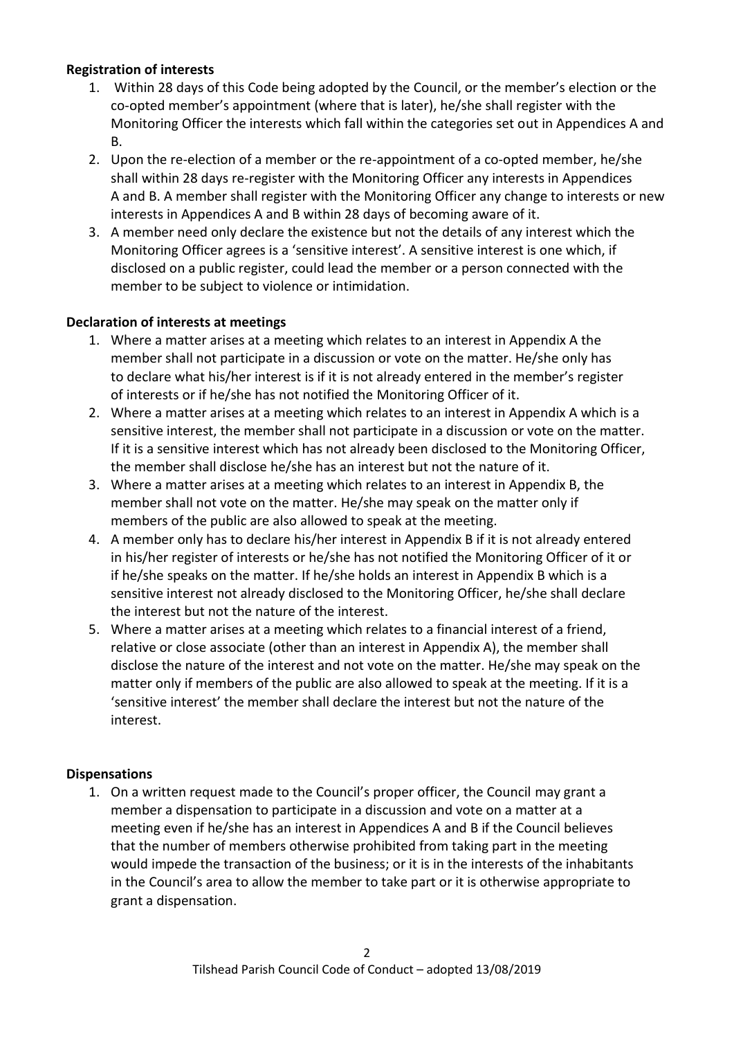**Registration of interests**

1. Within 28 days of this Code being adopted by the Council, or the member's election or the co-opted member's appointment (where that is later), he/she shall register with the Monitoring Officer the interests which fall within the categories set out in Appendices A and B.
2. Upon the re-election of a member or the re-appointment of a co-opted member, he/she shall within 28 days re-register with the Monitoring Officer any interests in Appendices A and B. A member shall register with the Monitoring Officer any change to interests or new interests in Appendices A and B within 28 days of becoming aware of it.
3. A member need only declare the existence but not the details of any interest which the Monitoring Officer agrees is a 'sensitive interest'. A sensitive interest is one which, if disclosed on a public register, could lead the member or a person connected with the member to be subject to violence or intimidation.

**Declaration of interests at meetings**

1. Where a matter arises at a meeting which relates to an interest in Appendix A the member shall not participate in a discussion or vote on the matter. He/she only has to declare what his/her interest is if it is not already entered in the member's register of interests or if he/she has not notified the Monitoring Officer of it.
2. Where a matter arises at a meeting which relates to an interest in Appendix A which is a sensitive interest, the member shall not participate in a discussion or vote on the matter. If it is a sensitive interest which has not already been disclosed to the Monitoring Officer, the member shall disclose he/she has an interest but not the nature of it.
3. Where a matter arises at a meeting which relates to an interest in Appendix B, the member shall not vote on the matter. He/she may speak on the matter only if members of the public are also allowed to speak at the meeting.
4. A member only has to declare his/her interest in Appendix B if it is not already entered in his/her register of interests or he/she has not notified the Monitoring Officer of it or if he/she speaks on the matter. If he/she holds an interest in Appendix B which is a sensitive interest not already disclosed to the Monitoring Officer, he/she shall declare the interest but not the nature of the interest.
5. Where a matter arises at a meeting which relates to a financial interest of a friend, relative or close associate (other than an interest in Appendix A), the member shall disclose the nature of the interest and not vote on the matter. He/she may speak on the matter only if members of the public are also allowed to speak at the meeting. If it is a 'sensitive interest' the member shall declare the interest but not the nature of the interest.

**Dispensations**

1. On a written request made to the Council's proper officer, the Council may grant a member a dispensation to participate in a discussion and vote on a matter at a meeting even if he/she has an interest in Appendices A and B if the Council believes that the number of members otherwise prohibited from taking part in the meeting would impede the transaction of the business; or it is in the interests of the inhabitants in the Council's area to allow the member to take part or it is otherwise appropriate to grant a dispensation.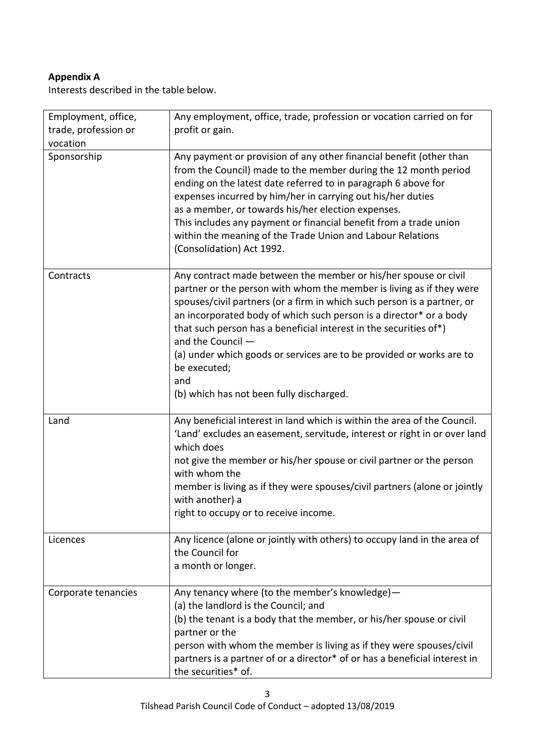**Appendix A**

Interests described in the table below.

| | |
|---|---|
| Employment, office, trade, profession or vocation | Any employment, office, trade, profession or vocation carried on for profit or gain. |
| Sponsorship | Any payment or provision of any other financial benefit (other than from the Council) made to the member during the 12 month period ending on the latest date referred to in paragraph 6 above for expenses incurred by him/her in carrying out his/her duties as a member, or towards his/her election expenses. This includes any payment or financial benefit from a trade union within the meaning of the Trade Union and Labour Relations (Consolidation) Act 1992. |
| Contracts | Any contract made between the member or his/her spouse or civil partner or the person with whom the member is living as if they were spouses/civil partners (or a firm in which such person is a partner, or an incorporated body of which such person is a director* or a body that such person has a beneficial interest in the securities of*) and the Council — (a) under which goods or services are to be provided or works are to be executed; and (b) which has not been fully discharged. |
| Land | Any beneficial interest in land which is within the area of the Council. 'Land' excludes an easement, servitude, interest or right in or over land which does not give the member or his/her spouse or civil partner or the person with whom the member is living as if they were spouses/civil partners (alone or jointly with another) a right to occupy or to receive income. |
| Licences | Any licence (alone or jointly with others) to occupy land in the area of the Council for a month or longer. |
| Corporate tenancies | Any tenancy where (to the member's knowledge)— (a) the landlord is the Council; and (b) the tenant is a body that the member, or his/her spouse or civil partner or the person with whom the member is living as if they were spouses/civil partners is a partner of or a director* of or has a beneficial interest in the securities* of. |

Tilshead Parish Council Code of Conduct – adopted 13/08/2019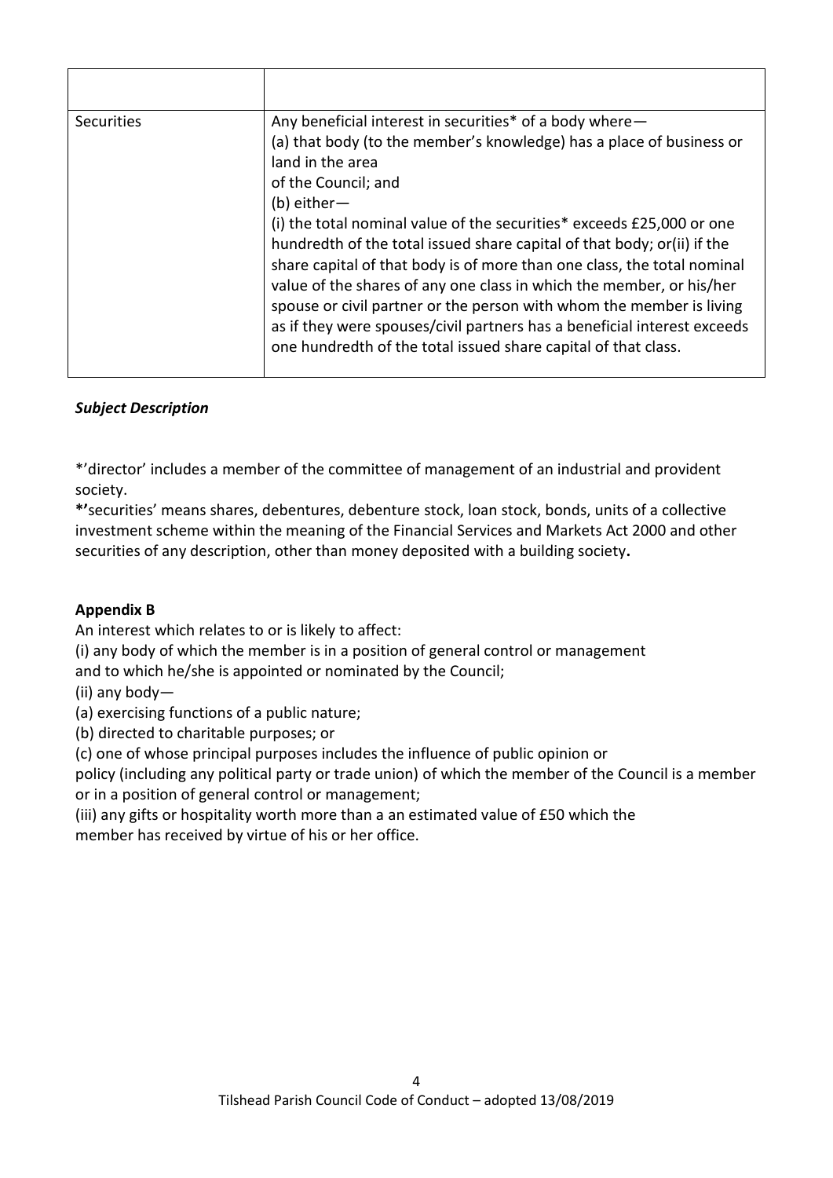| | |
|---|---|
| | |
| Securities | Any beneficial interest in securities* of a body where—<br>(a) that body (to the member's knowledge) has a place of business or land in the area of the Council; and<br>(b) either—<br>(i) the total nominal value of the securities* exceeds £25,000 or one hundredth of the total issued share capital of that body; or(ii) if the share capital of that body is of more than one class, the total nominal value of the shares of any one class in which the member, or his/her spouse or civil partner or the person with whom the member is living as if they were spouses/civil partners has a beneficial interest exceeds one hundredth of the total issued share capital of that class. |

***Subject Description***

*'director' includes a member of the committee of management of an industrial and provident society.

**\*'**securities' means shares, debentures, debenture stock, loan stock, bonds, units of a collective investment scheme within the meaning of the Financial Services and Markets Act 2000 and other securities of any description, other than money deposited with a building society**.**

**Appendix B**

An interest which relates to or is likely to affect:

(i) any body of which the member is in a position of general control or management and to which he/she is appointed or nominated by the Council;

(ii) any body—

(a) exercising functions of a public nature;

(b) directed to charitable purposes; or

(c) one of whose principal purposes includes the influence of public opinion or policy (including any political party or trade union) of which the member of the Council is a member or in a position of general control or management;

(iii) any gifts or hospitality worth more than a an estimated value of £50 which the member has received by virtue of his or her office.